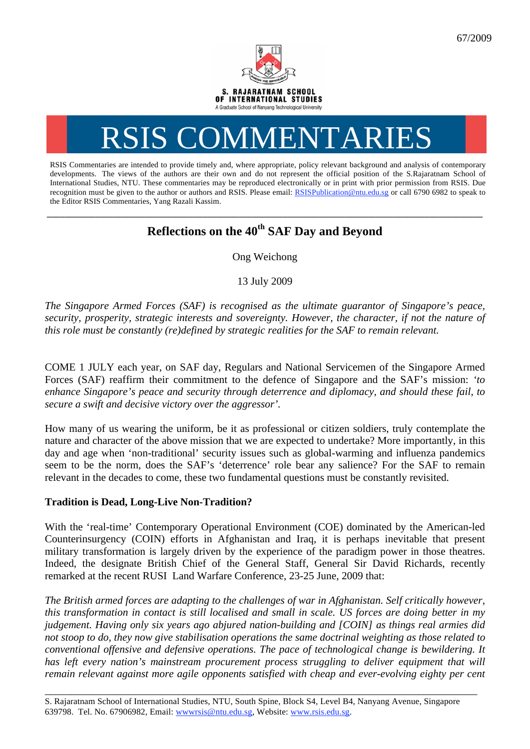67/2009

S. RAJARATNAM SCHOOL OF INTERNATIONAL STUDIES

A Graduate School of Nanyang Technological University

# RSIS COMMENTARIES

RSIS Commentaries are intended to provide timely and, where appropriate, policy relevant background and analysis of contemporary developments. The views of the authors are their own and do not represent the official position of the S.Rajaratnam School of International Studies, NTU. These commentaries may be reproduced electronically or in print with prior permission from RSIS. Due recognition must be given to the author or authors and RSIS. Please email: RSISPublication@ntu.edu.sg or call 6790 6982 to speak to the Editor RSIS Commentaries, Yang Razali Kassim.

---

## Reflections on the 40th SAF Day and Beyond

Ong Weichong

13 July 2009

*The Singapore Armed Forces (SAF) is recognised as the ultimate guarantor of Singapore's peace, security, prosperity, strategic interests and sovereignty. However, the character, if not the nature of this role must be constantly (re)defined by strategic realities for the SAF to remain relevant.*

COME 1 JULY each year, on SAF day, Regulars and National Servicemen of the Singapore Armed Forces (SAF) reaffirm their commitment to the defence of Singapore and the SAF's mission: '*to enhance Singapore's peace and security through deterrence and diplomacy, and should these fail, to secure a swift and decisive victory over the aggressor*'.

How many of us wearing the uniform, be it as professional or citizen soldiers, truly contemplate the nature and character of the above mission that we are expected to undertake? More importantly, in this day and age when 'non-traditional' security issues such as global-warming and influenza pandemics seem to be the norm, does the SAF's 'deterrence' role bear any salience? For the SAF to remain relevant in the decades to come, these two fundamental questions must be constantly revisited.

### Tradition is Dead, Long-Live Non-Tradition?

With the 'real-time' Contemporary Operational Environment (COE) dominated by the American-led Counterinsurgency (COIN) efforts in Afghanistan and Iraq, it is perhaps inevitable that present military transformation is largely driven by the experience of the paradigm power in those theatres. Indeed, the designate British Chief of the General Staff, General Sir David Richards, recently remarked at the recent RUSI Land Warfare Conference, 23-25 June, 2009 that:

*The British armed forces are adapting to the challenges of war in Afghanistan. Self critically however, this transformation in contact is still localised and small in scale. US forces are doing better in my judgement. Having only six years ago abjured nation-building and [COIN] as things real armies did not stoop to do, they now give stabilisation operations the same doctrinal weighting as those related to conventional offensive and defensive operations. The pace of technological change is bewildering. It has left every nation's mainstream procurement process struggling to deliver equipment that will remain relevant against more agile opponents satisfied with cheap and ever-evolving eighty per cent*

---

S. Rajaratnam School of International Studies, NTU, South Spine, Block S4, Level B4, Nanyang Avenue, Singapore 639798. Tel. No. 67906982, Email: wwwrsis@ntu.edu.sg, Website: www.rsis.edu.sg.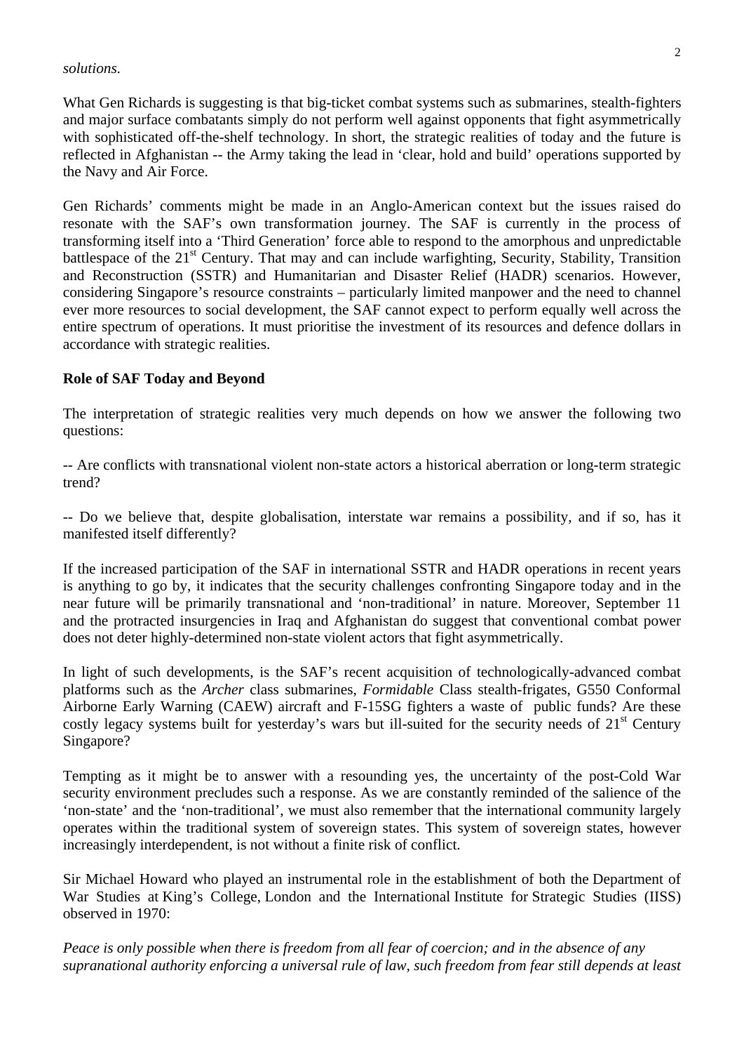*solutions.*

What Gen Richards is suggesting is that big-ticket combat systems such as submarines, stealth-fighters and major surface combatants simply do not perform well against opponents that fight asymmetrically with sophisticated off-the-shelf technology. In short, the strategic realities of today and the future is reflected in Afghanistan -- the Army taking the lead in 'clear, hold and build' operations supported by the Navy and Air Force.

Gen Richards' comments might be made in an Anglo-American context but the issues raised do resonate with the SAF's own transformation journey. The SAF is currently in the process of transforming itself into a 'Third Generation' force able to respond to the amorphous and unpredictable battlespace of the 21st Century. That may and can include warfighting, Security, Stability, Transition and Reconstruction (SSTR) and Humanitarian and Disaster Relief (HADR) scenarios. However, considering Singapore's resource constraints – particularly limited manpower and the need to channel ever more resources to social development, the SAF cannot expect to perform equally well across the entire spectrum of operations. It must prioritise the investment of its resources and defence dollars in accordance with strategic realities.

**Role of SAF Today and Beyond**

The interpretation of strategic realities very much depends on how we answer the following two questions:

-- Are conflicts with transnational violent non-state actors a historical aberration or long-term strategic trend?

-- Do we believe that, despite globalisation, interstate war remains a possibility, and if so, has it manifested itself differently?

If the increased participation of the SAF in international SSTR and HADR operations in recent years is anything to go by, it indicates that the security challenges confronting Singapore today and in the near future will be primarily transnational and 'non-traditional' in nature. Moreover, September 11 and the protracted insurgencies in Iraq and Afghanistan do suggest that conventional combat power does not deter highly-determined non-state violent actors that fight asymmetrically.

In light of such developments, is the SAF's recent acquisition of technologically-advanced combat platforms such as the *Archer* class submarines, *Formidable* Class stealth-frigates, G550 Conformal Airborne Early Warning (CAEW) aircraft and F-15SG fighters a waste of public funds? Are these costly legacy systems built for yesterday's wars but ill-suited for the security needs of 21st Century Singapore?

Tempting as it might be to answer with a resounding yes, the uncertainty of the post-Cold War security environment precludes such a response. As we are constantly reminded of the salience of the 'non-state' and the 'non-traditional', we must also remember that the international community largely operates within the traditional system of sovereign states. This system of sovereign states, however increasingly interdependent, is not without a finite risk of conflict.

Sir Michael Howard who played an instrumental role in the establishment of both the Department of War Studies at King's College, London and the International Institute for Strategic Studies (IISS) observed in 1970:

*Peace is only possible when there is freedom from all fear of coercion; and in the absence of any supranational authority enforcing a universal rule of law, such freedom from fear still depends at least*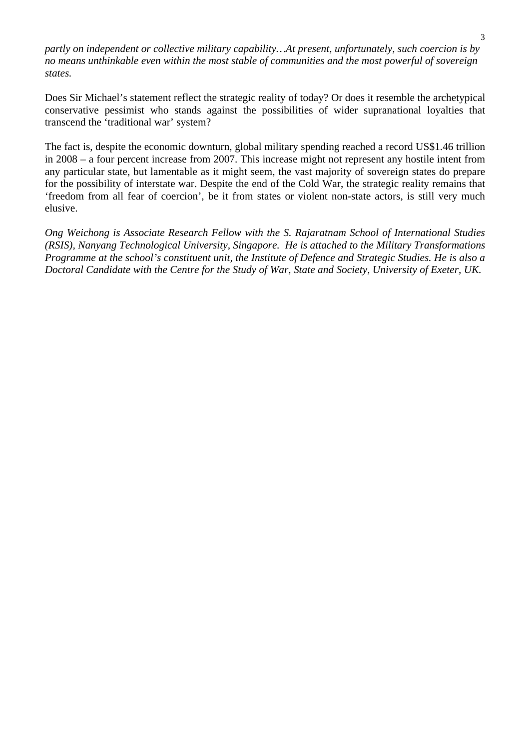*partly on independent or collective military capability…At present, unfortunately, such coercion is by no means unthinkable even within the most stable of communities and the most powerful of sovereign states.*

Does Sir Michael's statement reflect the strategic reality of today? Or does it resemble the archetypical conservative pessimist who stands against the possibilities of wider supranational loyalties that transcend the 'traditional war' system?

The fact is, despite the economic downturn, global military spending reached a record US$1.46 trillion in 2008 – a four percent increase from 2007. This increase might not represent any hostile intent from any particular state, but lamentable as it might seem, the vast majority of sovereign states do prepare for the possibility of interstate war. Despite the end of the Cold War, the strategic reality remains that 'freedom from all fear of coercion', be it from states or violent non-state actors, is still very much elusive.

*Ong Weichong is Associate Research Fellow with the S. Rajaratnam School of International Studies (RSIS), Nanyang Technological University, Singapore. He is attached to the Military Transformations Programme at the school's constituent unit, the Institute of Defence and Strategic Studies. He is also a Doctoral Candidate with the Centre for the Study of War, State and Society, University of Exeter, UK.*